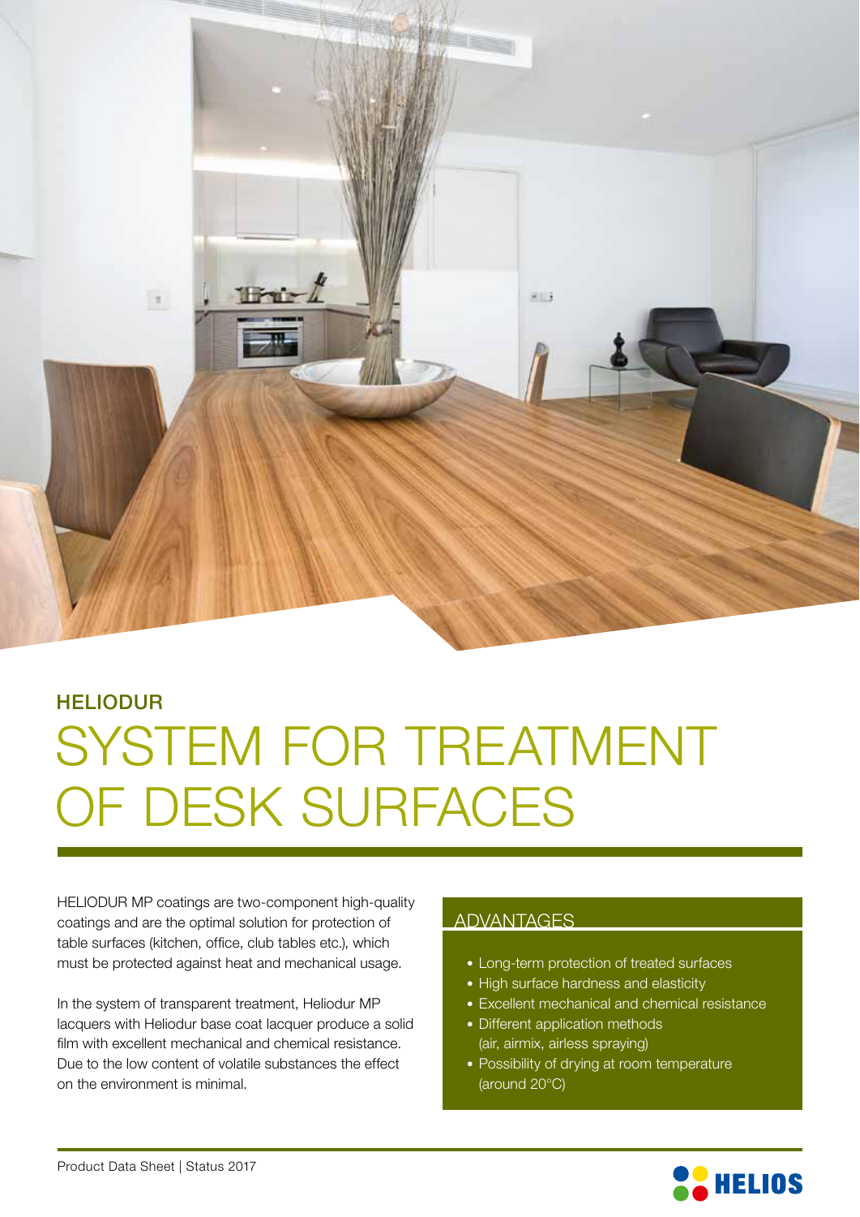## HELIODUR

# SYSTEM FOR TREATMENT OF DESK SURFACES

HELIODUR MP coatings are two-component high-quality coatings and are the optimal solution for protection of table surfaces (kitchen, office, club tables etc.), which must be protected against heat and mechanical usage.

In the system of transparent treatment, Heliodur MP lacquers with Heliodur base coat lacquer produce a solid film with excellent mechanical and chemical resistance. Due to the low content of volatile substances the effect on the environment is minimal.

## ADVANTAGES

- Long-term protection of treated surfaces
- High surface hardness and elasticity
- Excellent mechanical and chemical resistance
- Different application methods (air, airmix, airless spraying)
- Possibility of drying at room temperature (around 20°C)

Product Data Sheet | Status 2017

HELIOS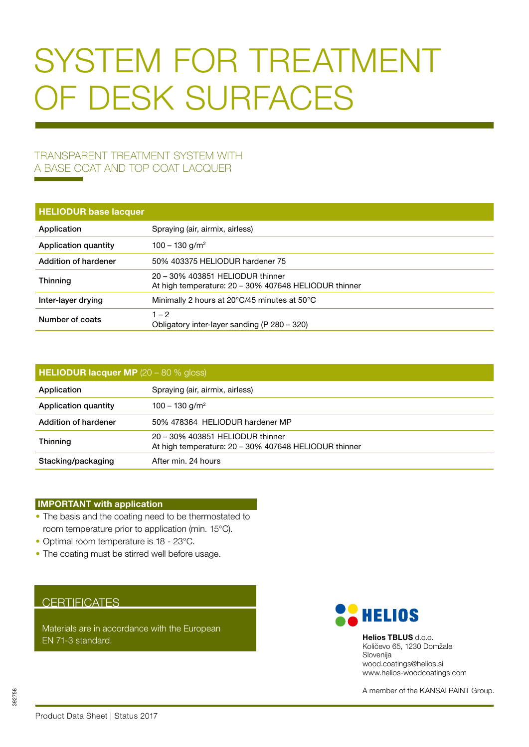# SYSTEM FOR TREATMENT OF DESK SURFACES

## TRANSPARENT TREATMENT SYSTEM WITH A BASE COAT AND TOP COAT LACQUER

| **HELIODUR base lacquer** | |
|---|---|
| **Application** | Spraying (air, airmix, airless) |
| **Application quantity** | 100 – 130 g/m² |
| **Addition of hardener** | 50% 403375 HELIODUR hardener 75 |
| **Thinning** | 20 – 30% 403851 HELIODUR thinner<br>At high temperature: 20 – 30% 407648 HELIODUR thinner |
| **Inter-layer drying** | Minimally 2 hours at 20°C/45 minutes at 50°C |
| **Number of coats** | 1 – 2<br>Obligatory inter-layer sanding (P 280 – 320) |

| **HELIODUR lacquer MP** (20 – 80 % gloss) | |
|---|---|
| **Application** | Spraying (air, airmix, airless) |
| **Application quantity** | 100 – 130 g/m² |
| **Addition of hardener** | 50% 478364 HELIODUR hardener MP |
| **Thinning** | 20 – 30% 403851 HELIODUR thinner<br>At high temperature: 20 – 30% 407648 HELIODUR thinner |
| **Stacking/packaging** | After min. 24 hours |

### IMPORTANT with application

- The basis and the coating need to be thermostated to room temperature prior to application (min. 15°C).
- Optimal room temperature is 18 - 23°C.
- The coating must be stirred well before usage.

### CERTIFICATES

Materials are in accordance with the European EN 71-3 standard.

HELIOS

**Helios TBLUS** d.o.o.
Količevo 65, 1230 Domžale
Slovenija
wood.coatings@helios.si
www.helios-woodcoatings.com

A member of the KANSAI PAINT Group.

392758

Product Data Sheet | Status 2017